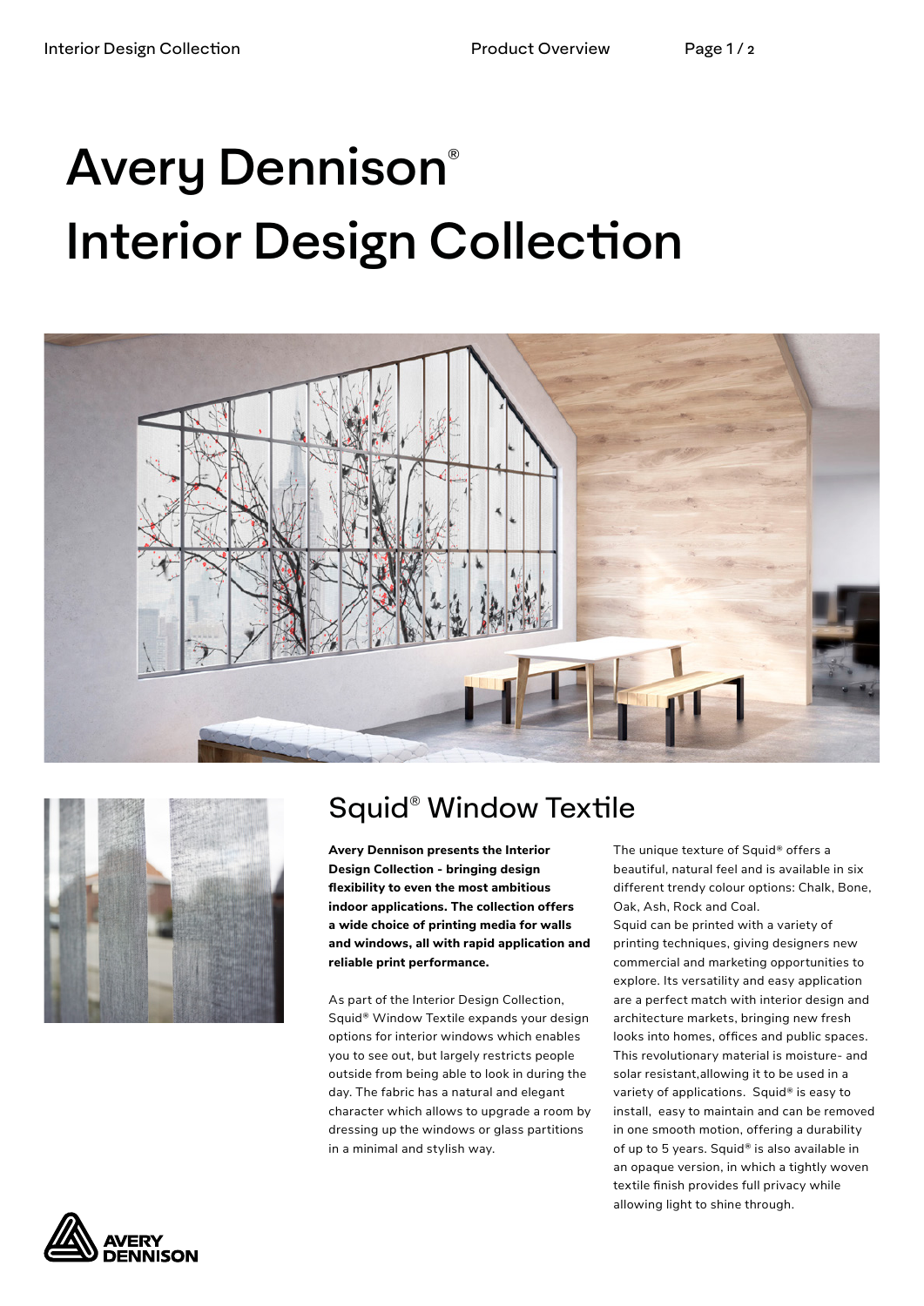# Avery Dennison®
# Interior Design Collection

## Squid® Window Textile

**Avery Dennison presents the Interior Design Collection - bringing design flexibility to even the most ambitious indoor applications. The collection offers a wide choice of printing media for walls and windows, all with rapid application and reliable print performance.**

As part of the Interior Design Collection, Squid® Window Textile expands your design options for interior windows which enables you to see out, but largely restricts people outside from being able to look in during the day. The fabric has a natural and elegant character which allows to upgrade a room by dressing up the windows or glass partitions in a minimal and stylish way.

The unique texture of Squid® offers a beautiful, natural feel and is available in six different trendy colour options: Chalk, Bone, Oak, Ash, Rock and Coal.
Squid can be printed with a variety of printing techniques, giving designers new commercial and marketing opportunities to explore. Its versatility and easy application are a perfect match with interior design and architecture markets, bringing new fresh looks into homes, offices and public spaces. This revolutionary material is moisture- and solar resistant,allowing it to be used in a variety of applications. Squid® is easy to install, easy to maintain and can be removed in one smooth motion, offering a durability of up to 5 years. Squid® is also available in an opaque version, in which a tightly woven textile finish provides full privacy while allowing light to shine through.

AVERY DENNISON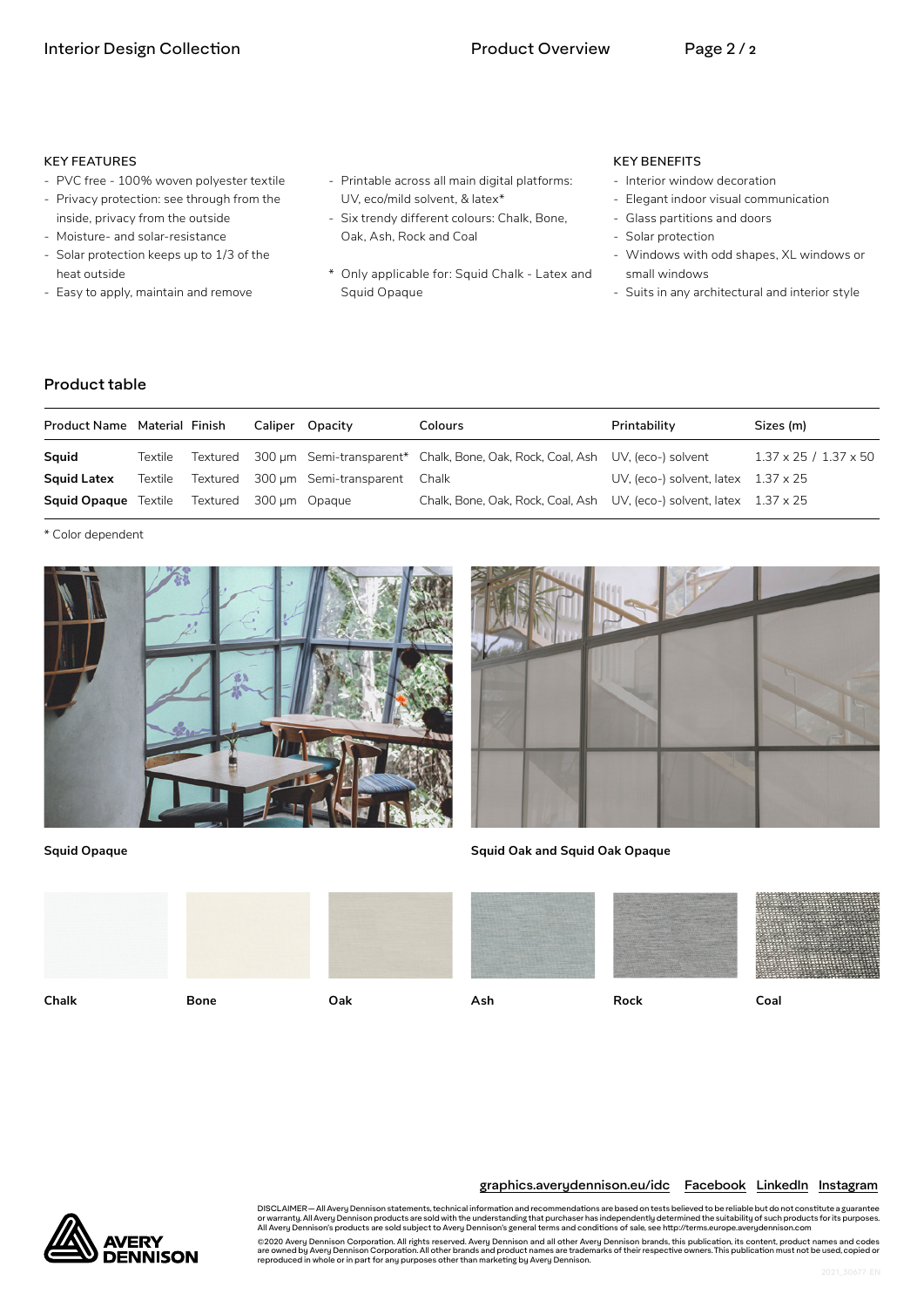KEY FEATURES

- PVC free - 100% woven polyester textile
- Privacy protection: see through from the inside, privacy from the outside
- Moisture- and solar-resistance
- Solar protection keeps up to 1/3 of the heat outside
- Easy to apply, maintain and remove
- Printable across all main digital platforms: UV, eco/mild solvent, & latex*
- Six trendy different colours: Chalk, Bone, Oak, Ash, Rock and Coal

* Only applicable for: Squid Chalk - Latex and Squid Opaque

KEY BENEFITS

- Interior window decoration
- Elegant indoor visual communication
- Glass partitions and doors
- Solar protection
- Windows with odd shapes, XL windows or small windows
- Suits in any architectural and interior style

## Product table

| Product Name | Material | Finish | Caliper | Opacity | Colours | Printability | Sizes (m) |
|---|---|---|---|---|---|---|---|
| **Squid** | Textile | Textured | 300 µm | Semi-transparent* | Chalk, Bone, Oak, Rock, Coal, Ash | UV, (eco-) solvent | 1.37 x 25 / 1.37 x 50 |
| **Squid Latex** | Textile | Textured | 300 µm | Semi-transparent | Chalk | UV, (eco-) solvent, latex | 1.37 x 25 |
| **Squid Opaque** | Textile | Textured | 300 µm | Opaque | Chalk, Bone, Oak, Rock, Coal, Ash | UV, (eco-) solvent, latex | 1.37 x 25 |

* Color dependent

**Squid Opaque**

**Squid Oak and Squid Oak Opaque**

**Chalk** **Bone** **Oak** **Ash** **Rock** **Coal**

graphics.averydennison.eu/idc Facebook LinkedIn Instagram

DISCLAIMER — All Avery Dennison statements, technical information and recommendations are based on tests believed to be reliable but do not constitute a guarantee or warranty. All Avery Dennison products are sold with the understanding that purchaser has independently determined the suitability of such products for its purposes. All Avery Dennison's products are sold subject to Avery Dennison's general terms and conditions of sale, see http://terms.europe.averydennison.com

©2020 Avery Dennison Corporation. All rights reserved. Avery Dennison and all other Avery Dennison brands, this publication, its content, product names and codes are owned by Avery Dennison Corporation. All other brands and product names are trademarks of their respective owners. This publication must not be used, copied or reproduced in whole or in part for any purposes other than marketing by Avery Dennison.